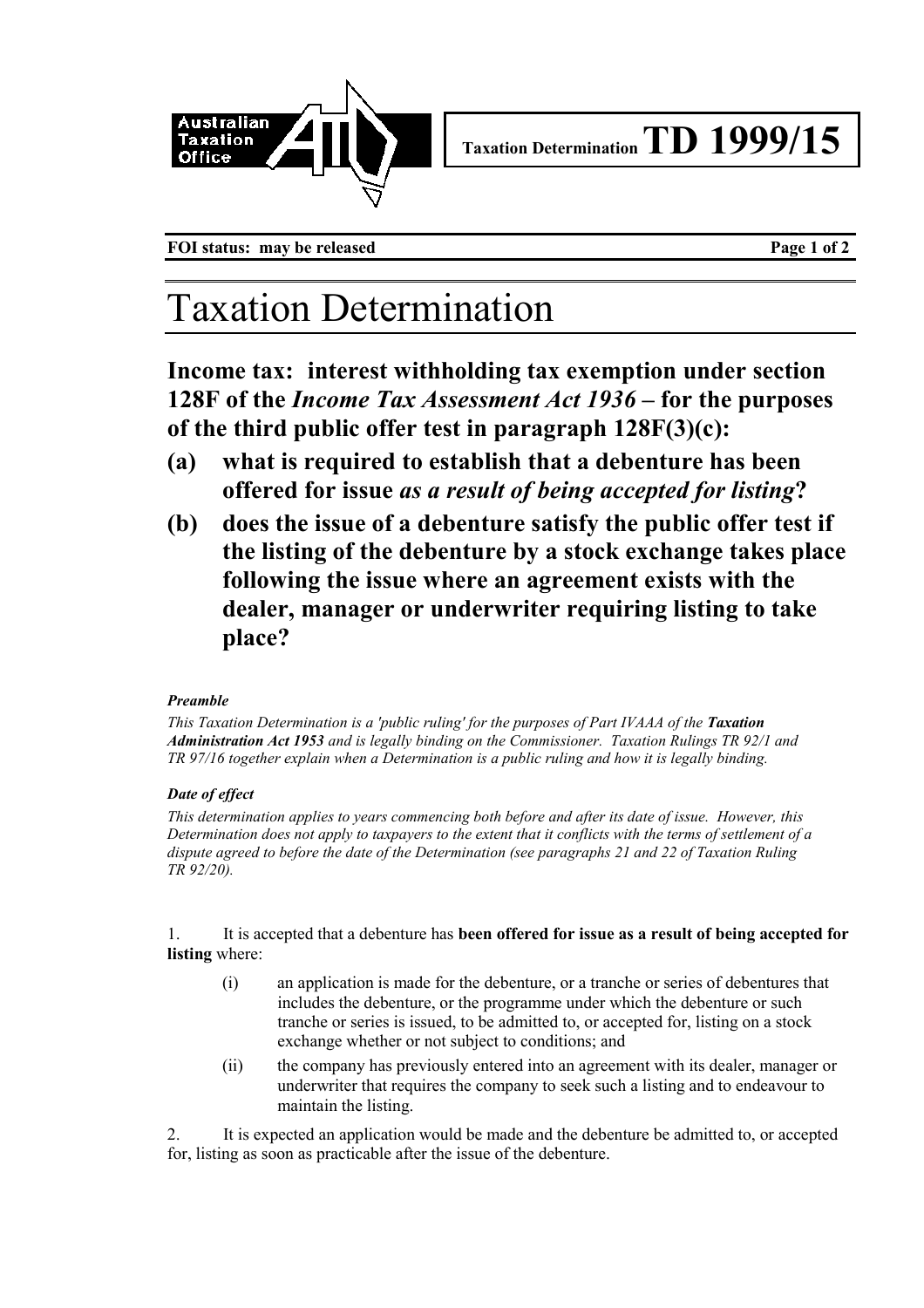Taxation Determination **TD 1999/15**

**FOI status: may be released**

# Taxation Determination

## Income tax: interest withholding tax exemption under section 128F of the *Income Tax Assessment Act 1936* – for the purposes of the third public offer test in paragraph 128F(3)(c):

## (a) what is required to establish that a debenture has been offered for issue *as a result of being accepted for listing*?

## (b) does the issue of a debenture satisfy the public offer test if the listing of the debenture by a stock exchange takes place following the issue where an agreement exists with the dealer, manager or underwriter requiring listing to take place?

***Preamble***

*This Taxation Determination is a 'public ruling' for the purposes of Part IVAAA of the* ***Taxation Administration Act 1953*** *and is legally binding on the Commissioner. Taxation Rulings TR 92/1 and TR 97/16 together explain when a Determination is a public ruling and how it is legally binding.*

***Date of effect***

*This determination applies to years commencing both before and after its date of issue. However, this Determination does not apply to taxpayers to the extent that it conflicts with the terms of settlement of a dispute agreed to before the date of the Determination (see paragraphs 21 and 22 of Taxation Ruling TR 92/20).*

1. It is accepted that a debenture has **been offered for issue as a result of being accepted for listing** where:

   (i) an application is made for the debenture, or a tranche or series of debentures that includes the debenture, or the programme under which the debenture or such tranche or series is issued, to be admitted to, or accepted for, listing on a stock exchange whether or not subject to conditions; and

   (ii) the company has previously entered into an agreement with its dealer, manager or underwriter that requires the company to seek such a listing and to endeavour to maintain the listing.

2. It is expected an application would be made and the debenture be admitted to, or accepted for, listing as soon as practicable after the issue of the debenture.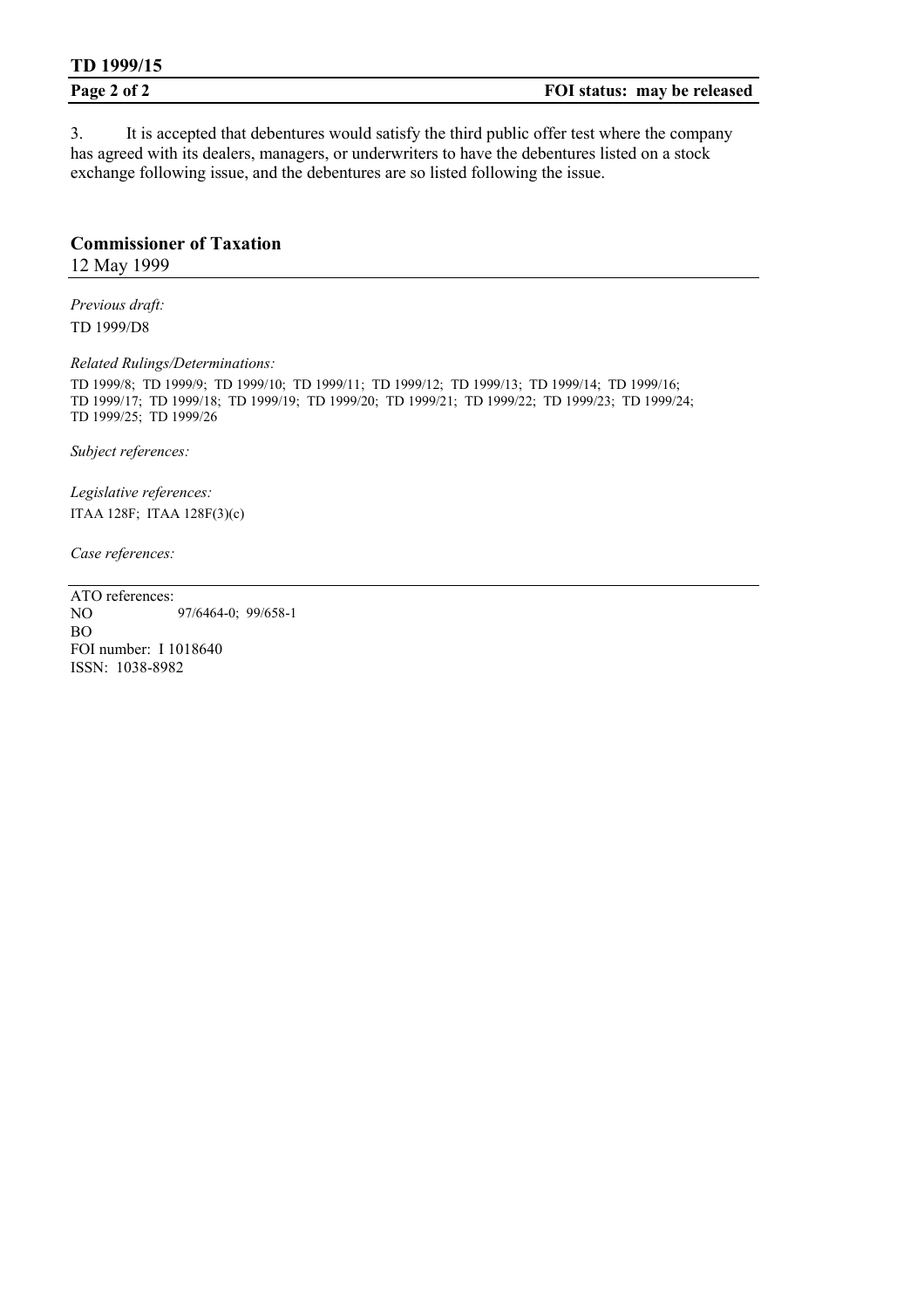3. It is accepted that debentures would satisfy the third public offer test where the company has agreed with its dealers, managers, or underwriters to have the debentures listed on a stock exchange following issue, and the debentures are so listed following the issue.

**Commissioner of Taxation**
12 May 1999

*Previous draft:*
TD 1999/D8

*Related Rulings/Determinations:*
TD 1999/8; TD 1999/9; TD 1999/10; TD 1999/11; TD 1999/12; TD 1999/13; TD 1999/14; TD 1999/16; TD 1999/17; TD 1999/18; TD 1999/19; TD 1999/20; TD 1999/21; TD 1999/22; TD 1999/23; TD 1999/24; TD 1999/25; TD 1999/26

*Subject references:*

*Legislative references:*
ITAA 128F; ITAA 128F(3)(c)

*Case references:*

ATO references:
NO 97/6464-0; 99/658-1
BO
FOI number: I 1018640
ISSN: 1038-8982